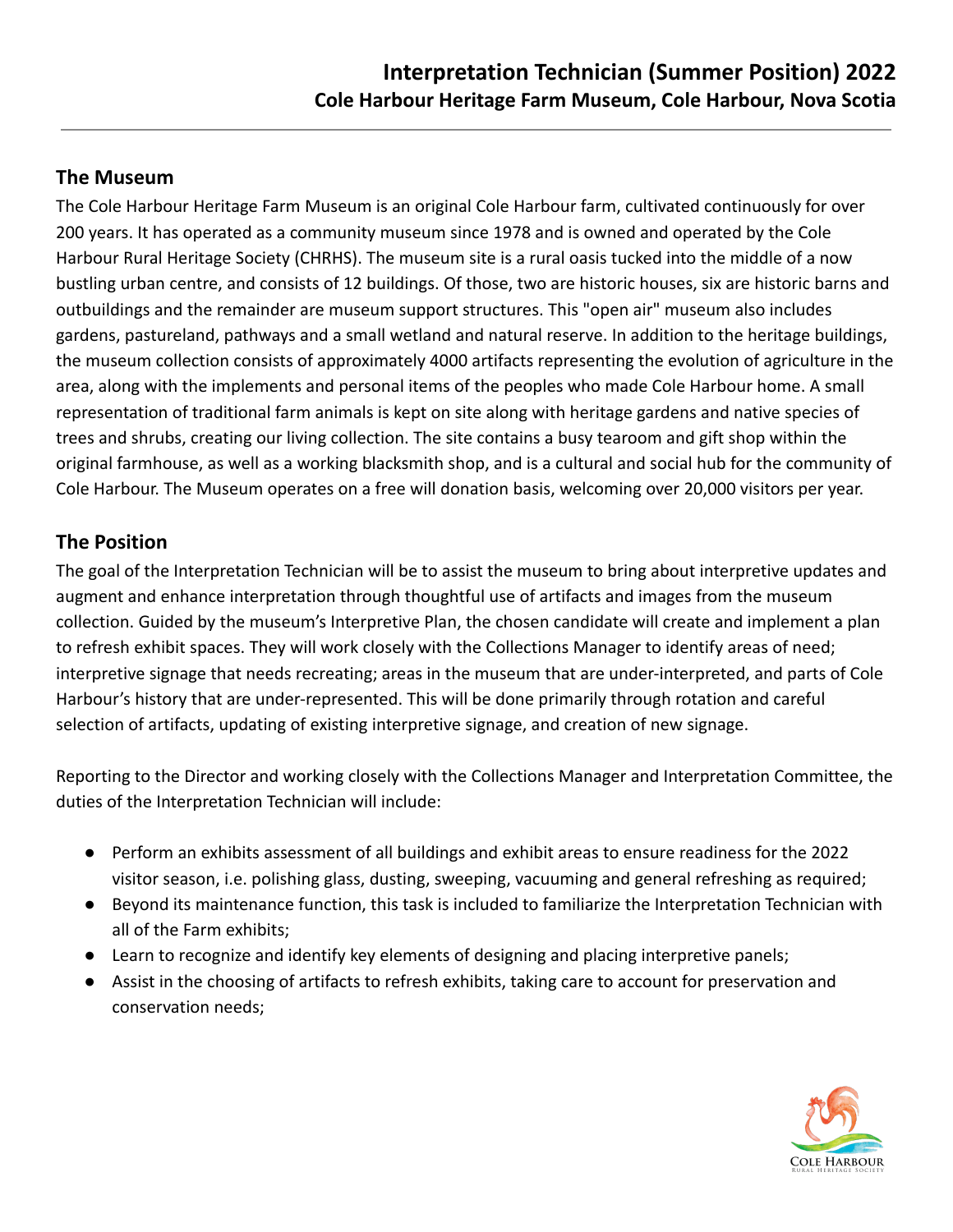# Interpretation Technician (Summer Position) 2022

## Cole Harbour Heritage Farm Museum, Cole Harbour, Nova Scotia

---

## The Museum

The Cole Harbour Heritage Farm Museum is an original Cole Harbour farm, cultivated continuously for over 200 years. It has operated as a community museum since 1978 and is owned and operated by the Cole Harbour Rural Heritage Society (CHRHS). The museum site is a rural oasis tucked into the middle of a now bustling urban centre, and consists of 12 buildings. Of those, two are historic houses, six are historic barns and outbuildings and the remainder are museum support structures. This "open air" museum also includes gardens, pastureland, pathways and a small wetland and natural reserve. In addition to the heritage buildings, the museum collection consists of approximately 4000 artifacts representing the evolution of agriculture in the area, along with the implements and personal items of the peoples who made Cole Harbour home. A small representation of traditional farm animals is kept on site along with heritage gardens and native species of trees and shrubs, creating our living collection. The site contains a busy tearoom and gift shop within the original farmhouse, as well as a working blacksmith shop, and is a cultural and social hub for the community of Cole Harbour. The Museum operates on a free will donation basis, welcoming over 20,000 visitors per year.

## The Position

The goal of the Interpretation Technician will be to assist the museum to bring about interpretive updates and augment and enhance interpretation through thoughtful use of artifacts and images from the museum collection. Guided by the museum's Interpretive Plan, the chosen candidate will create and implement a plan to refresh exhibit spaces. They will work closely with the Collections Manager to identify areas of need; interpretive signage that needs recreating; areas in the museum that are under-interpreted, and parts of Cole Harbour's history that are under-represented. This will be done primarily through rotation and careful selection of artifacts, updating of existing interpretive signage, and creation of new signage.

Reporting to the Director and working closely with the Collections Manager and Interpretation Committee, the duties of the Interpretation Technician will include:

- Perform an exhibits assessment of all buildings and exhibit areas to ensure readiness for the 2022 visitor season, i.e. polishing glass, dusting, sweeping, vacuuming and general refreshing as required;
- Beyond its maintenance function, this task is included to familiarize the Interpretation Technician with all of the Farm exhibits;
- Learn to recognize and identify key elements of designing and placing interpretive panels;
- Assist in the choosing of artifacts to refresh exhibits, taking care to account for preservation and conservation needs;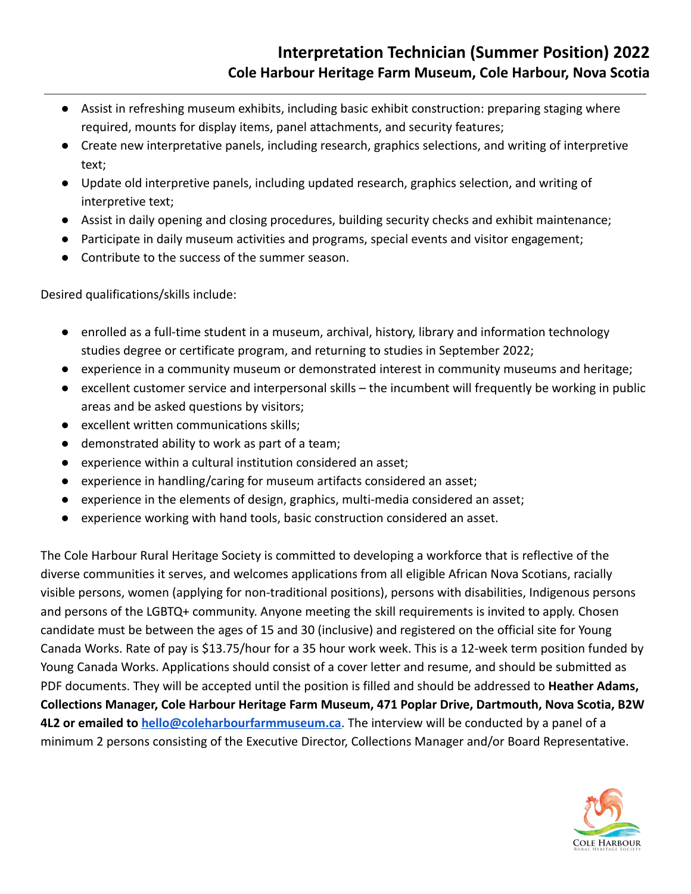- Assist in refreshing museum exhibits, including basic exhibit construction: preparing staging where required, mounts for display items, panel attachments, and security features;
- Create new interpretative panels, including research, graphics selections, and writing of interpretive text;
- Update old interpretive panels, including updated research, graphics selection, and writing of interpretive text;
- Assist in daily opening and closing procedures, building security checks and exhibit maintenance;
- Participate in daily museum activities and programs, special events and visitor engagement;
- Contribute to the success of the summer season.

Desired qualifications/skills include:

- enrolled as a full-time student in a museum, archival, history, library and information technology studies degree or certificate program, and returning to studies in September 2022;
- experience in a community museum or demonstrated interest in community museums and heritage;
- excellent customer service and interpersonal skills – the incumbent will frequently be working in public areas and be asked questions by visitors;
- excellent written communications skills;
- demonstrated ability to work as part of a team;
- experience within a cultural institution considered an asset;
- experience in handling/caring for museum artifacts considered an asset;
- experience in the elements of design, graphics, multi-media considered an asset;
- experience working with hand tools, basic construction considered an asset.

The Cole Harbour Rural Heritage Society is committed to developing a workforce that is reflective of the diverse communities it serves, and welcomes applications from all eligible African Nova Scotians, racially visible persons, women (applying for non-traditional positions), persons with disabilities, Indigenous persons and persons of the LGBTQ+ community. Anyone meeting the skill requirements is invited to apply. Chosen candidate must be between the ages of 15 and 30 (inclusive) and registered on the official site for Young Canada Works. Rate of pay is $13.75/hour for a 35 hour work week. This is a 12-week term position funded by Young Canada Works. Applications should consist of a cover letter and resume, and should be submitted as PDF documents. They will be accepted until the position is filled and should be addressed to **Heather Adams, Collections Manager, Cole Harbour Heritage Farm Museum, 471 Poplar Drive, Dartmouth, Nova Scotia, B2W 4L2 or emailed to [hello@coleharbourfarmmuseum.ca](mailto:hello@coleharbourfarmmuseum.ca)**. The interview will be conducted by a panel of a minimum 2 persons consisting of the Executive Director, Collections Manager and/or Board Representative.